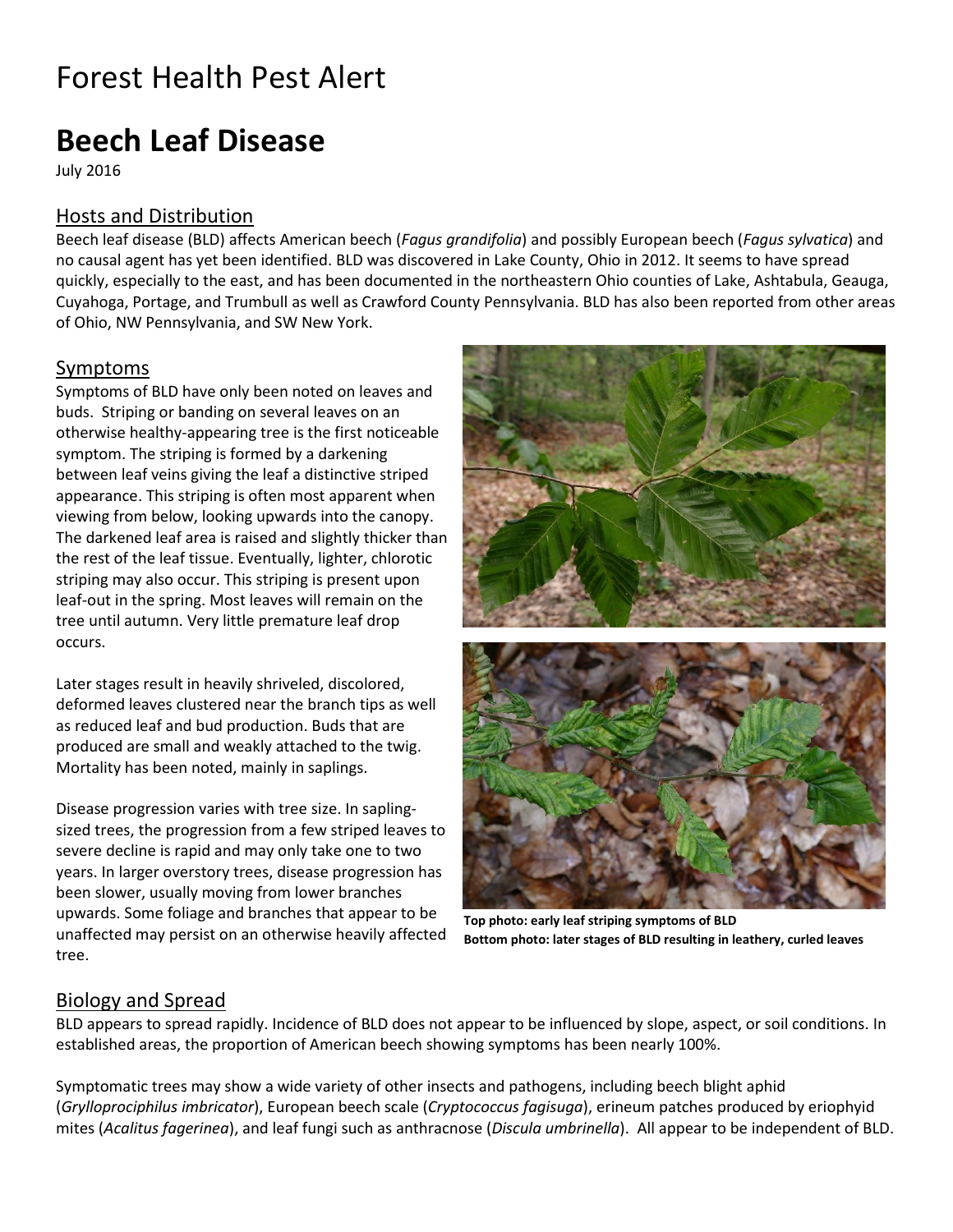# Forest Health Pest Alert

# Beech Leaf Disease

July 2016

## Hosts and Distribution

Beech leaf disease (BLD) affects American beech (*Fagus grandifolia*) and possibly European beech (*Fagus sylvatica*) and no causal agent has yet been identified. BLD was discovered in Lake County, Ohio in 2012. It seems to have spread quickly, especially to the east, and has been documented in the northeastern Ohio counties of Lake, Ashtabula, Geauga, Cuyahoga, Portage, and Trumbull as well as Crawford County Pennsylvania. BLD has also been reported from other areas of Ohio, NW Pennsylvania, and SW New York.

## Symptoms

Symptoms of BLD have only been noted on leaves and buds. Striping or banding on several leaves on an otherwise healthy-appearing tree is the first noticeable symptom. The striping is formed by a darkening between leaf veins giving the leaf a distinctive striped appearance. This striping is often most apparent when viewing from below, looking upwards into the canopy. The darkened leaf area is raised and slightly thicker than the rest of the leaf tissue. Eventually, lighter, chlorotic striping may also occur. This striping is present upon leaf-out in the spring. Most leaves will remain on the tree until autumn. Very little premature leaf drop occurs.

Later stages result in heavily shriveled, discolored, deformed leaves clustered near the branch tips as well as reduced leaf and bud production. Buds that are produced are small and weakly attached to the twig. Mortality has been noted, mainly in saplings.

Disease progression varies with tree size. In sapling-sized trees, the progression from a few striped leaves to severe decline is rapid and may only take one to two years. In larger overstory trees, disease progression has been slower, usually moving from lower branches upwards. Some foliage and branches that appear to be unaffected may persist on an otherwise heavily affected tree.

**Top photo: early leaf striping symptoms of BLD**
**Bottom photo: later stages of BLD resulting in leathery, curled leaves**

## Biology and Spread

BLD appears to spread rapidly. Incidence of BLD does not appear to be influenced by slope, aspect, or soil conditions. In established areas, the proportion of American beech showing symptoms has been nearly 100%.

Symptomatic trees may show a wide variety of other insects and pathogens, including beech blight aphid (*Grylloprociphilus imbricator*), European beech scale (*Cryptococcus fagisuga*), erineum patches produced by eriophyid mites (*Acalitus fagerinea*), and leaf fungi such as anthracnose (*Discula umbrinella*). All appear to be independent of BLD.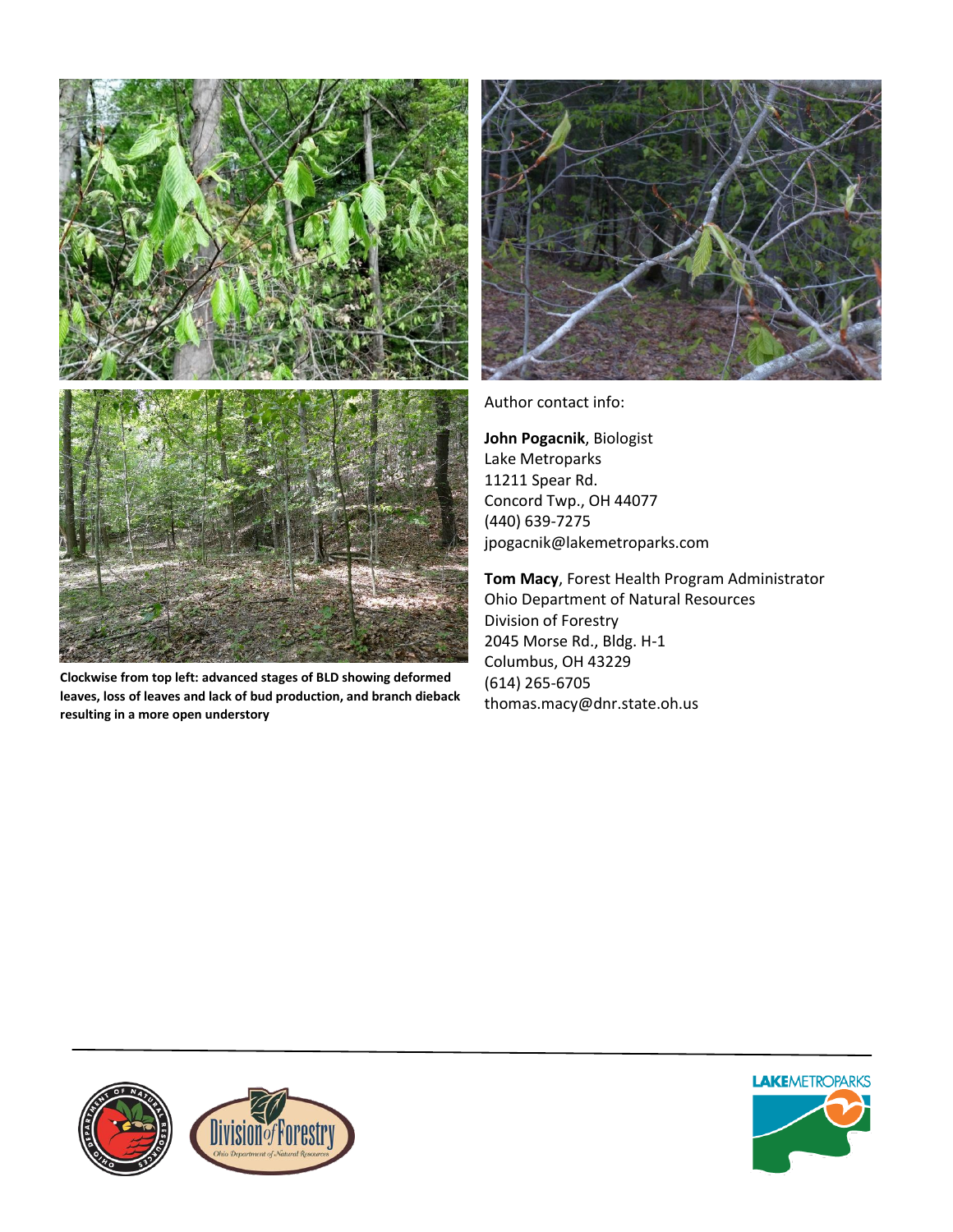**Clockwise from top left: advanced stages of BLD showing deformed leaves, loss of leaves and lack of bud production, and branch dieback resulting in a more open understory**

Author contact info:

**John Pogacnik**, Biologist
Lake Metroparks
11211 Spear Rd.
Concord Twp., OH 44077
(440) 639-7275
jpogacnik@lakemetroparks.com

**Tom Macy**, Forest Health Program Administrator
Ohio Department of Natural Resources
Division of Forestry
2045 Morse Rd., Bldg. H-1
Columbus, OH 43229
(614) 265-6705
thomas.macy@dnr.state.oh.us